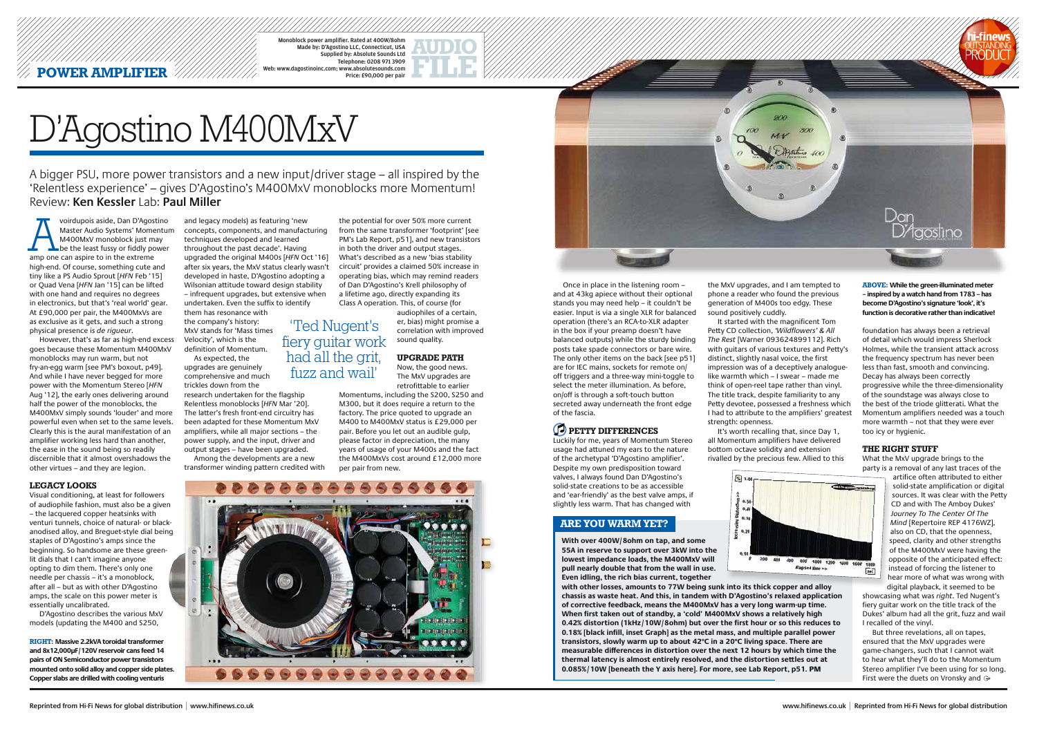POWER AMPLIFIER

Monoblock power amplifier. Rated at 400W/8ohm
Made by: D'Agostino LLC, Connecticut, USA
Supplied by: Absolute Sounds Ltd
Telephone: 0208 971 3909
Web: www.dagostinoinc.com; www.absolutesounds.com
Price: £90,000 per pair

AUDIO FILE

hi-fi news OUTSTANDING PRODUCT

# D'Agostino M400MxV

A bigger PSU, more power transistors and a new input/driver stage – all inspired by the 'Relentless experience' – gives D'Agostino's M400MxV monoblocks more Momentum!
Review: **Ken Kessler** Lab: **Paul Miller**

Avoirdupois aside, Dan D'Agostino Master Audio Systems' Momentum M400MxV monoblock just may be the least fussy or fiddly power amp one can aspire to in the extreme high-end. Of course, something cute and tiny like a PS Audio Sprout [*HFN* Feb '15] or Quad Vena [*HFN* Jan '15] can be lifted with one hand and requires no degrees in electronics, but that's 'real world' gear. At £90,000 per pair, the M400MxVs are as exclusive as it gets, and such a strong physical presence is *de rigueur*.

However, that's as far as high-end excess goes because these Momentum M400MxV monoblocks may run warm, but not fry-an-egg warm [see PM's boxout, p49]. And while I have never begged for more power with the Momentum Stereo [*HFN* Aug '12], the early ones delivering around half the power of the monoblocks, the M400MxV simply sounds 'louder' and more powerful even when set to the same levels. Clearly this is the aural manifestation of an amplifier working less hard than another, the ease in the sound being so readily discernible that it almost overshadows the other virtues – and they are legion.

## LEGACY LOOKS

Visual conditioning, at least for followers of audiophile fashion, must also be a given – the lacquered copper heatsinks with venturi tunnels, choice of natural- or black-anodised alloy, and Breguet-style dial being staples of D'Agostino's amps since the beginning. So handsome are these green-lit dials that I can't imagine anyone opting to dim them. There's only one needle per chassis – it's a monoblock, after all – but as with other D'Agostino amps, the scale on this power meter is essentially uncalibrated.

D'Agostino describes the various MxV models (updating the M400 and S250, and legacy models) as featuring 'new concepts, components, and manufacturing techniques developed and learned throughout the past decade'. Having upgraded the original M400s [*HFN* Oct '16] after six years, the MxV status clearly wasn't developed in haste, D'Agostino adopting a Wilsonian attitude toward design stability – infrequent upgrades, but extensive when undertaken. Even the suffix to identify them has resonance with the company's history: MxV stands for 'Mass times Velocity', which is the definition of Momentum.

As expected, the upgrades are genuinely comprehensive and much trickles down from the research undertaken for the flagship Relentless monoblocks [*HFN* Mar '20]. The latter's fresh front-end circuitry has been adapted for these Momentum MxV amplifiers, while all major sections – the power supply, and the input, driver and output stages – have been upgraded.

Among the developments are a new transformer winding pattern credited with the potential for over 50% more current from the same transformer 'footprint' [see PM's Lab Report, p51], and new transistors in both the driver and output stages. What's described as a new 'bias stability circuit' provides a claimed 50% increase in operating bias, which may remind readers of Dan D'Agostino's Krell philosophy of a lifetime ago, directly expanding its Class A operation. This, of course (for audiophiles of a certain, er, bias) might promise a correlation with improved sound quality.

> 'Ted Nugent's fiery guitar work had all the grit, fuzz and wail'

## UPGRADE PATH

Now, the good news. The MxV upgrades are retrofittable to earlier Momentums, including the S200, S250 and M300, but it does require a return to the factory. The price quoted to upgrade an M400 to M400MxV status is £29,000 per pair. Before you let out an audible gulp, please factor in depreciation, the many years of usage of your M400s and the fact the M400MxVs cost around £12,000 more per pair from new.

**RIGHT: Massive 2.2kVA toroidal transformer and 8x12,000µF/120V reservoir caps feed 14 pairs of ON Semiconductor power transistors mounted onto solid alloy and copper side plates. Copper slabs are drilled with cooling venturis**

Once in place in the listening room – and at 43kg apiece without their optional stands you may need help – it couldn't be easier. Input is via a single XLR for balanced operation (there's an RCA-to-XLR adapter in the box if your preamp doesn't have balanced outputs) while the sturdy binding posts take spade connectors or bare wire. The only other items on the back [see p51] are for IEC mains, sockets for remote on/off triggers and a three-way mini-toggle to select the meter illumination. As before, on/off is through a soft-touch button secreted away underneath the front edge of the fascia.

## PETTY DIFFERENCES

Luckily for me, years of Momentum Stereo usage had attuned my ears to the nature of the archetypal 'D'Agostino amplifier'. Despite my own predisposition toward valves, I always found Dan D'Agostino's solid-state creations to be as accessible and 'ear-friendly' as the best valve amps, if slightly less warm. That has changed with the MxV upgrades, and I am tempted to phone a reader who found the previous generation of M400s too edgy. These sound positively cuddly.

It started with the magnificent Tom Petty CD collection, *'Wildflowers' & All The Rest* [Warner 093624899112]. Rich with guitars of various textures and Petty's distinct, slightly nasal voice, the first impression was of a deceptively analogue-like warmth which – I swear – made me think of open-reel tape rather than vinyl. The title track, despite familiarity to any Petty devotee, possessed a freshness which I had to attribute to the amplifiers' greatest strength: openness.

It's worth recalling that, since Day 1, all Momentum amplifiers have delivered bottom octave solidity and extension rivalled by the precious few. Allied to this foundation has always been a retrieval of detail which would impress Sherlock Holmes, while the transient attack across the frequency spectrum has never been less than fast, smooth and convincing. Decay has always been correctly progressive while the three-dimensionality of the soundstage was always close to the best of the triode glitterati. What the Momentum amplifiers needed was a touch more warmth – not that they were ever too icy or hygienic.

## ARE YOU WARM YET?

**With over 400W/8ohm on tap, and some 55A in reserve to support over 3kW into the lowest impedance loads, the M400MxV will pull nearly double that from the wall in use. Even idling, the rich bias current, together with other losses, amounts to 77W being sunk into its thick copper and alloy chassis as waste heat. And this, in tandem with D'Agostino's relaxed application of corrective feedback, means the M400MxV has a very long warm-up time. When first taken out of standby, a 'cold' M400MxV shows a relatively high 0.42% distortion (1kHz/10W/8ohm) but over the first hour or so this reduces to 0.18% [black infill, inset Graph] as the metal mass, and multiple parallel power transistors, slowly warm up to about 42°C in a 20°C living space. There are measurable differences in distortion over the next 12 hours by which time the thermal latency is almost entirely resolved, and the distortion settles out at 0.085%/10W [beneath the Y axis here]. For more, see Lab Report, p51. PM**

**ABOVE: While the green-illuminated meter – inspired by a watch hand from 1783 – has become D'Agostino's signature 'look', it's function is decorative rather than indicative!**

## THE RIGHT STUFF

What the MxV upgrade brings to the party is a removal of any last traces of the artifice often attributed to either solid-state amplification or digital sources. It was clear with the Petty CD and with The Amboy Dukes' *Journey To The Center Of The Mind* [Repertoire REP 4176WZ], also on CD, that the openness, speed, clarity and other strengths of the M400MxV were having the opposite of the anticipated effect: instead of forcing the listener to hear more of what was wrong with digital playback, it seemed to be showcasing what was *right*. Ted Nugent's fiery guitar work on the title track of the Dukes' album had all the grit, fuzz and wail I recalled of the vinyl.

But three revelations, all on tapes, ensured that the MxV upgrades were game-changers, such that I cannot wait to hear what they'll do to the Momentum Stereo amplifier I've been using for so long. First were the duets on Vronsky and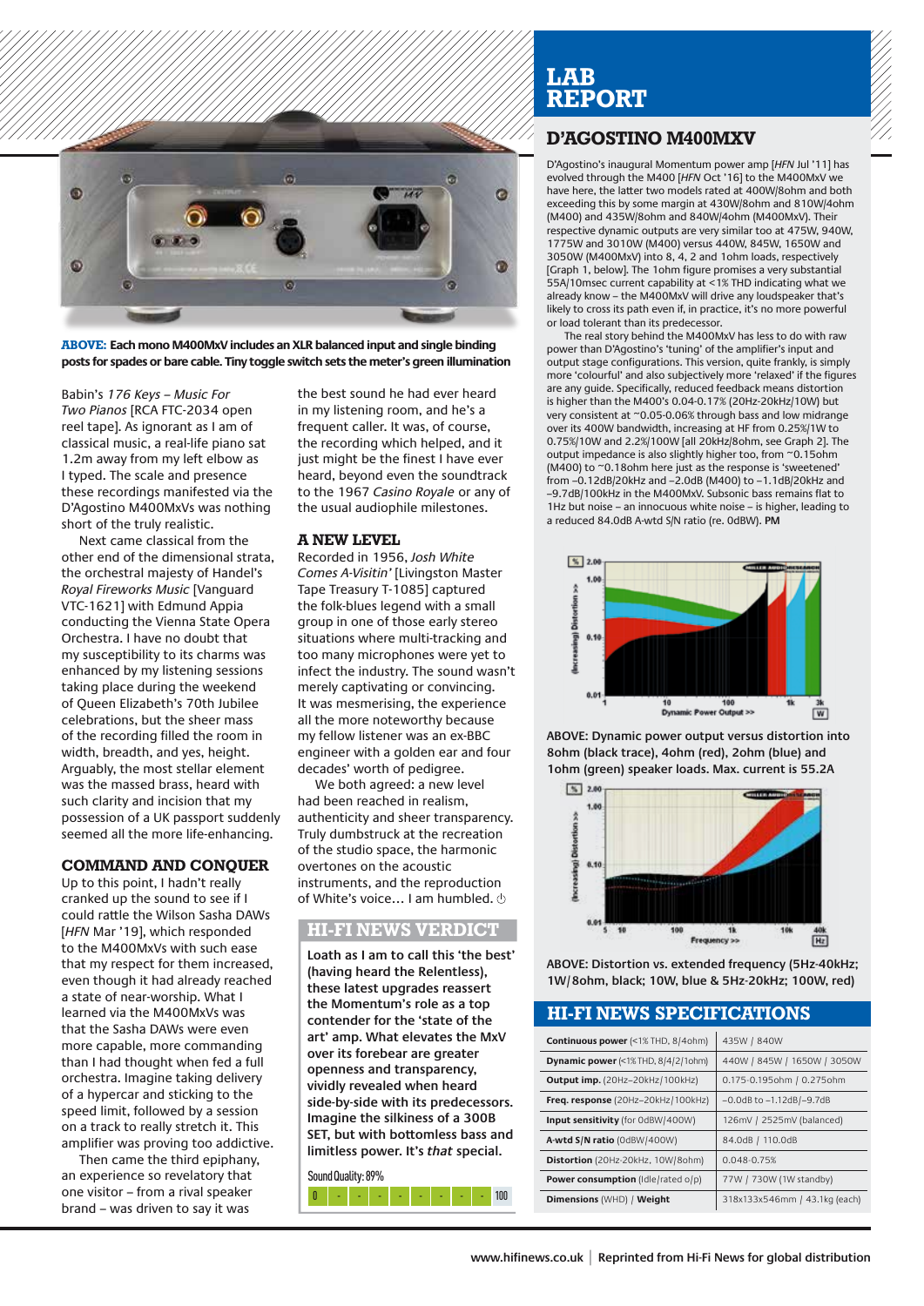**ABOVE:** Each mono M400MxV includes an XLR balanced input and single binding posts for spades or bare cable. Tiny toggle switch sets the meter's green illumination

Babin's *176 Keys – Music For Two Pianos* [RCA FTC-2034 open reel tape]. As ignorant as I am of classical music, a real-life piano sat 1.2m away from my left elbow as I typed. The scale and presence these recordings manifested via the D'Agostino M400MxVs was nothing short of the truly realistic.

Next came classical from the other end of the dimensional strata, the orchestral majesty of Handel's *Royal Fireworks Music* [Vanguard VTC-1621] with Edmund Appia conducting the Vienna State Opera Orchestra. I have no doubt that my susceptibility to its charms was enhanced by my listening sessions taking place during the weekend of Queen Elizabeth's 70th Jubilee celebrations, but the sheer mass of the recording filled the room in width, breadth, and yes, height. Arguably, the most stellar element was the massed brass, heard with such clarity and incision that my possession of a UK passport suddenly seemed all the more life-enhancing.

## COMMAND AND CONQUER

Up to this point, I hadn't really cranked up the sound to see if I could rattle the Wilson Sasha DAWs [*HFN* Mar '19], which responded to the M400MxVs with such ease that my respect for them increased, even though it had already reached a state of near-worship. What I learned via the M400MxVs was that the Sasha DAWs were even more capable, more commanding than I had thought when fed a full orchestra. Imagine taking delivery of a hypercar and sticking to the speed limit, followed by a session on a track to really stretch it. This amplifier was proving too addictive.

Then came the third epiphany, an experience so revelatory that one visitor – from a rival speaker brand – was driven to say it was the best sound he had ever heard in my listening room, and he's a frequent caller. It was, of course, the recording which helped, and it just might be the finest I have ever heard, beyond even the soundtrack to the 1967 *Casino Royale* or any of the usual audiophile milestones.

## A NEW LEVEL

Recorded in 1956, *Josh White Comes A-Visitin'* [Livingston Master Tape Treasury T-1085] captured the folk-blues legend with a small group in one of those early stereo situations where multi-tracking and too many microphones were yet to infect the industry. The sound wasn't merely captivating or convincing. It was mesmerising, the experience all the more noteworthy because my fellow listener was an ex-BBC engineer with a golden ear and four decades' worth of pedigree.

We both agreed: a new level had been reached in realism, authenticity and sheer transparency. Truly dumbstruck at the recreation of the studio space, the harmonic overtones on the acoustic instruments, and the reproduction of White's voice… I am humbled. ⏻

## HI-FI NEWS VERDICT

**Loath as I am to call this 'the best' (having heard the Relentless), these latest upgrades reassert the Momentum's role as a top contender for the 'state of the art' amp. What elevates the MxV over its forebear are greater openness and transparency, vividly revealed when heard side-by-side with its predecessors. Imagine the silkiness of a 300B SET, but with bottomless bass and limitless power. It's *that* special.**

Sound Quality: 89%

0 - - - - - - - - - 100

# LAB REPORT

## D'AGOSTINO M400MXV

D'Agostino's inaugural Momentum power amp [*HFN* Jul '11] has evolved through the M400 [*HFN* Oct '16] to the M400MxV we have here, the latter two models rated at 400W/8ohm and both exceeding this by some margin at 430W/8ohm and 810W/4ohm (M400) and 435W/8ohm and 840W/4ohm (M400MxV). Their respective dynamic outputs are very similar too at 475W, 940W, 1775W and 3010W (M400) versus 440W, 845W, 1650W and 3050W (M400MxV) into 8, 4, 2 and 1ohm loads, respectively [Graph 1, below]. The 1ohm figure promises a very substantial 55A/10msec current capability at <1% THD indicating what we already know – the M400MxV will drive any loudspeaker that's likely to cross its path even if, in practice, it's no more powerful or load tolerant than its predecessor.

The real story behind the M400MxV has less to do with raw power than D'Agostino's 'tuning' of the amplifier's input and output stage configurations. This version, quite frankly, is simply more 'colourful' and also subjectively more 'relaxed' if the figures are any guide. Specifically, reduced feedback means distortion is higher than the M400's 0.04-0.17% (20Hz-20kHz/10W) but very consistent at ~0.05-0.06% through bass and low midrange over its 400W bandwidth, increasing at HF from 0.25%/1W to 0.75%/10W and 2.2%/100W [all 20kHz/8ohm, see Graph 2]. The output impedance is also slightly higher too, from ~0.15ohm (M400) to ~0.18ohm here just as the response is 'sweetened' from –0.12dB/20kHz and –2.0dB (M400) to –1.1dB/20kHz and –9.7dB/100kHz in the M400MxV. Subsonic bass remains flat to 1Hz but noise – an innocuous white noise – is higher, leading to a reduced 84.0dB A-wtd S/N ratio (re. 0dBW). **PM**

%
2.00
1.00
0.10
0.01
(Increasing) Distortion >>
1
10
100
1k
3k
Dynamic Power Output >>
W

ABOVE: Dynamic power output versus distortion into 8ohm (black trace), 4ohm (red), 2ohm (blue) and 1ohm (green) speaker loads. Max. current is 55.2A

%
2.00
1.00
0.10
0.01
(Increasing) Distortion >>
5
10
100
1k
10k
40k
Frequency >>
Hz

ABOVE: Distortion vs. extended frequency (5Hz-40kHz; 1W/8ohm, black; 10W, blue & 5Hz-20kHz; 100W, red)

## HI-FI NEWS SPECIFICATIONS

| | |
|---|---|
| **Continuous power** (<1% THD, 8/4ohm) | 435W / 840W |
| **Dynamic power** (<1% THD, 8/4/2/1ohm) | 440W / 845W / 1650W / 3050W |
| **Output imp.** (20Hz–20kHz/100kHz) | 0.175-0.195ohm / 0.275ohm |
| **Freq. response** (20Hz–20kHz/100kHz) | –0.0dB to –1.12dB/–9.7dB |
| **Input sensitivity** (for 0dBW/400W) | 126mV / 2525mV (balanced) |
| **A-wtd S/N ratio** (0dBW/400W) | 84.0dB / 110.0dB |
| **Distortion** (20Hz-20kHz, 10W/8ohm) | 0.048-0.75% |
| **Power consumption** (Idle/rated o/p) | 77W / 730W (1W standby) |
| **Dimensions** (WHD) / **Weight** | 318x133x546mm / 43.1kg (each) |